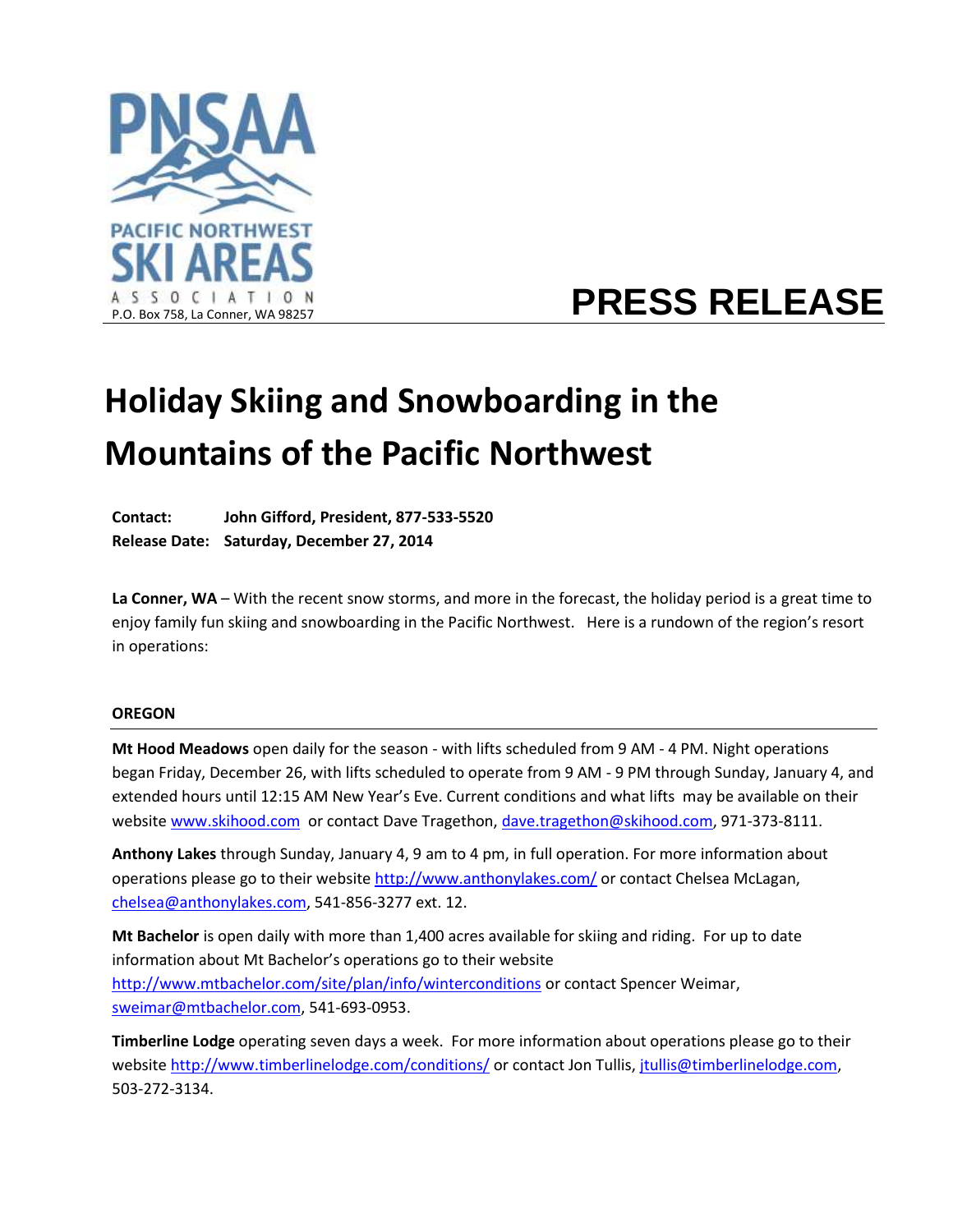PNSAA

PACIFIC NORTHWEST SKI AREAS ASSOCIATION

P.O. Box 758, La Conner, WA 98257

**PRESS RELEASE**

# Holiday Skiing and Snowboarding in the Mountains of the Pacific Northwest

**Contact:** **John Gifford, President, 877-533-5520**
**Release Date:** **Saturday, December 27, 2014**

**La Conner, WA** – With the recent snow storms, and more in the forecast, the holiday period is a great time to enjoy family fun skiing and snowboarding in the Pacific Northwest. Here is a rundown of the region's resort in operations:

## OREGON

**Mt Hood Meadows** open daily for the season - with lifts scheduled from 9 AM - 4 PM. Night operations began Friday, December 26, with lifts scheduled to operate from 9 AM - 9 PM through Sunday, January 4, and extended hours until 12:15 AM New Year's Eve. Current conditions and what lifts may be available on their website www.skihood.com or contact Dave Tragethon, dave.tragethon@skihood.com, 971-373-8111.

**Anthony Lakes** through Sunday, January 4, 9 am to 4 pm, in full operation. For more information about operations please go to their website http://www.anthonylakes.com/ or contact Chelsea McLagan, chelsea@anthonylakes.com, 541-856-3277 ext. 12.

**Mt Bachelor** is open daily with more than 1,400 acres available for skiing and riding. For up to date information about Mt Bachelor's operations go to their website http://www.mtbachelor.com/site/plan/info/winterconditions or contact Spencer Weimar, sweimar@mtbachelor.com, 541-693-0953.

**Timberline Lodge** operating seven days a week. For more information about operations please go to their website http://www.timberlinelodge.com/conditions/ or contact Jon Tullis, jtullis@timberlinelodge.com, 503-272-3134.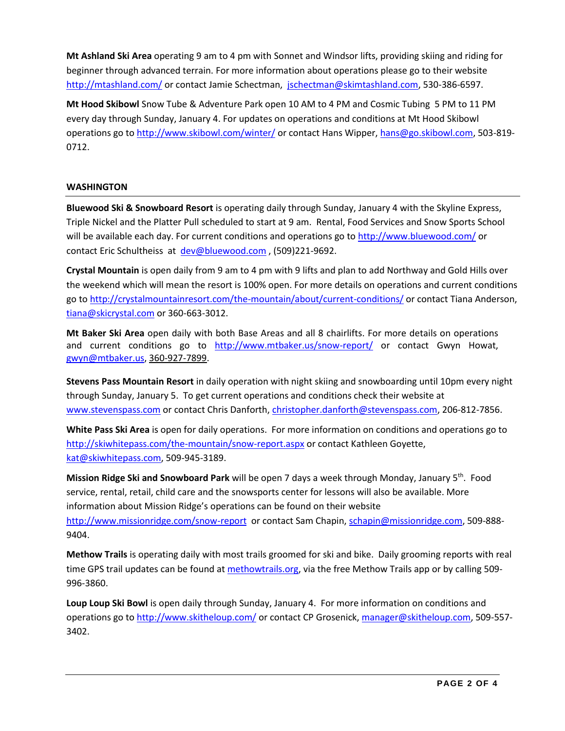**Mt Ashland Ski Area** operating 9 am to 4 pm with Sonnet and Windsor lifts, providing skiing and riding for beginner through advanced terrain. For more information about operations please go to their website http://mtashland.com/ or contact Jamie Schectman, jschectman@skimtashland.com, 530-386-6597.

**Mt Hood Skibowl** Snow Tube & Adventure Park open 10 AM to 4 PM and Cosmic Tubing 5 PM to 11 PM every day through Sunday, January 4. For updates on operations and conditions at Mt Hood Skibowl operations go to http://www.skibowl.com/winter/ or contact Hans Wipper, hans@go.skibowl.com, 503-819-0712.

## WASHINGTON

**Bluewood Ski & Snowboard Resort** is operating daily through Sunday, January 4 with the Skyline Express, Triple Nickel and the Platter Pull scheduled to start at 9 am. Rental, Food Services and Snow Sports School will be available each day. For current conditions and operations go to http://www.bluewood.com/ or contact Eric Schultheiss at dev@bluewood.com , (509)221-9692.

**Crystal Mountain** is open daily from 9 am to 4 pm with 9 lifts and plan to add Northway and Gold Hills over the weekend which will mean the resort is 100% open. For more details on operations and current conditions go to http://crystalmountainresort.com/the-mountain/about/current-conditions/ or contact Tiana Anderson, tiana@skicrystal.com or 360-663-3012.

**Mt Baker Ski Area** open daily with both Base Areas and all 8 chairlifts. For more details on operations and current conditions go to http://www.mtbaker.us/snow-report/ or contact Gwyn Howat, gwyn@mtbaker.us, 360-927-7899.

**Stevens Pass Mountain Resort** in daily operation with night skiing and snowboarding until 10pm every night through Sunday, January 5. To get current operations and conditions check their website at www.stevenspass.com or contact Chris Danforth, christopher.danforth@stevenspass.com, 206-812-7856.

**White Pass Ski Area** is open for daily operations. For more information on conditions and operations go to http://skiwhitepass.com/the-mountain/snow-report.aspx or contact Kathleen Goyette, kat@skiwhitepass.com, 509-945-3189.

**Mission Ridge Ski and Snowboard Park** will be open 7 days a week through Monday, January 5th. Food service, rental, retail, child care and the snowsports center for lessons will also be available. More information about Mission Ridge's operations can be found on their website http://www.missionridge.com/snow-report or contact Sam Chapin, schapin@missionridge.com, 509-888-9404.

**Methow Trails** is operating daily with most trails groomed for ski and bike. Daily grooming reports with real time GPS trail updates can be found at methowtrails.org, via the free Methow Trails app or by calling 509-996-3860.

**Loup Loup Ski Bowl** is open daily through Sunday, January 4. For more information on conditions and operations go to http://www.skitheloup.com/ or contact CP Grosenick, manager@skitheloup.com, 509-557-3402.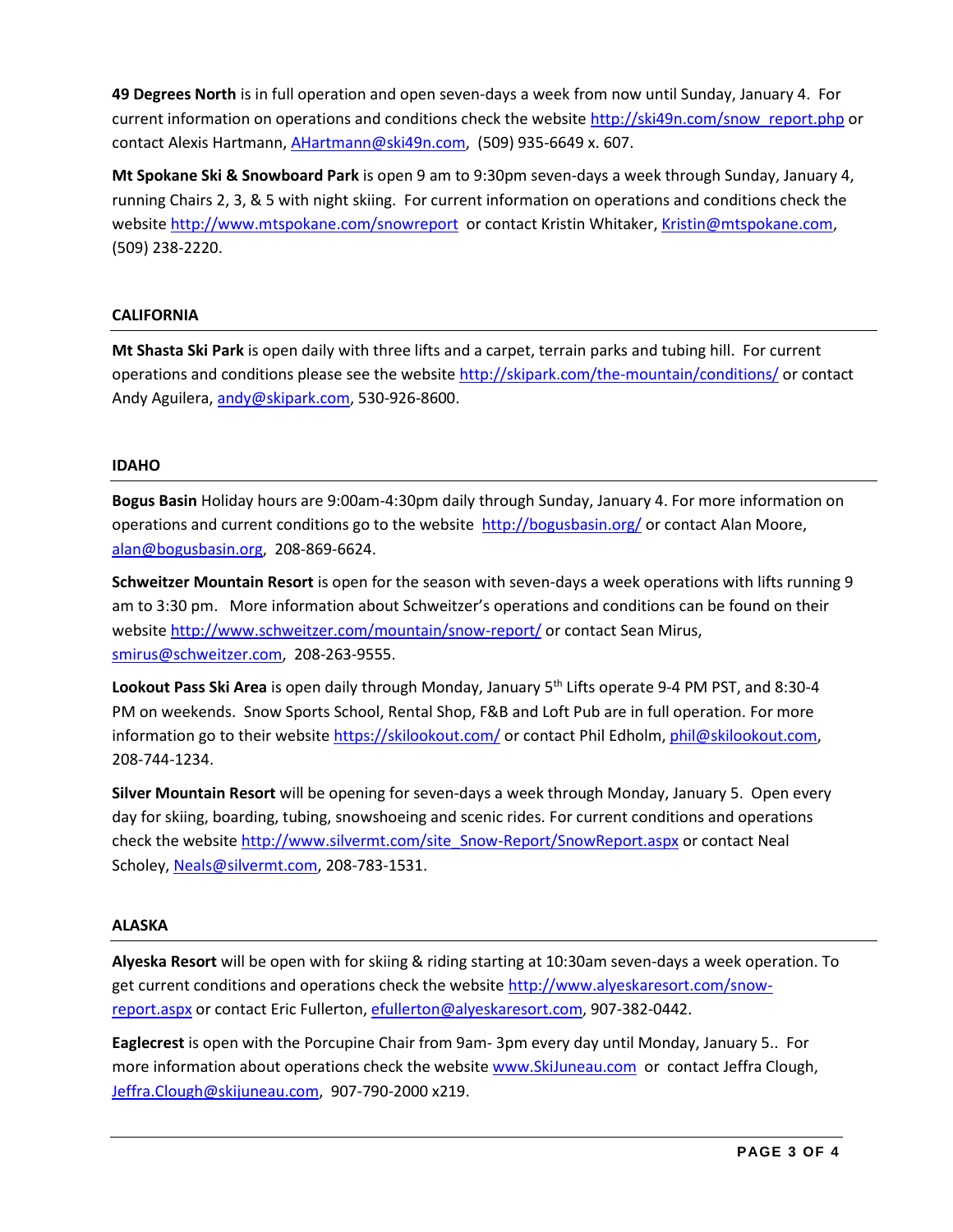**49 Degrees North** is in full operation and open seven-days a week from now until Sunday, January 4. For current information on operations and conditions check the website http://ski49n.com/snow_report.php or contact Alexis Hartmann, AHartmann@ski49n.com, (509) 935-6649 x. 607.

**Mt Spokane Ski & Snowboard Park** is open 9 am to 9:30pm seven-days a week through Sunday, January 4, running Chairs 2, 3, & 5 with night skiing. For current information on operations and conditions check the website http://www.mtspokane.com/snowreport or contact Kristin Whitaker, Kristin@mtspokane.com, (509) 238-2220.

## CALIFORNIA

**Mt Shasta Ski Park** is open daily with three lifts and a carpet, terrain parks and tubing hill. For current operations and conditions please see the website http://skipark.com/the-mountain/conditions/ or contact Andy Aguilera, andy@skipark.com, 530-926-8600.

## IDAHO

**Bogus Basin** Holiday hours are 9:00am-4:30pm daily through Sunday, January 4. For more information on operations and current conditions go to the website http://bogusbasin.org/ or contact Alan Moore, alan@bogusbasin.org, 208-869-6624.

**Schweitzer Mountain Resort** is open for the season with seven-days a week operations with lifts running 9 am to 3:30 pm. More information about Schweitzer's operations and conditions can be found on their website http://www.schweitzer.com/mountain/snow-report/ or contact Sean Mirus, smirus@schweitzer.com, 208-263-9555.

**Lookout Pass Ski Area** is open daily through Monday, January 5th Lifts operate 9-4 PM PST, and 8:30-4 PM on weekends. Snow Sports School, Rental Shop, F&B and Loft Pub are in full operation. For more information go to their website https://skilookout.com/ or contact Phil Edholm, phil@skilookout.com, 208-744-1234.

**Silver Mountain Resort** will be opening for seven-days a week through Monday, January 5. Open every day for skiing, boarding, tubing, snowshoeing and scenic rides. For current conditions and operations check the website http://www.silvermt.com/site_Snow-Report/SnowReport.aspx or contact Neal Scholey, Neals@silvermt.com, 208-783-1531.

## ALASKA

**Alyeska Resort** will be open with for skiing & riding starting at 10:30am seven-days a week operation. To get current conditions and operations check the website http://www.alyeskaresort.com/snow-report.aspx or contact Eric Fullerton, efullerton@alyeskaresort.com, 907-382-0442.

**Eaglecrest** is open with the Porcupine Chair from 9am- 3pm every day until Monday, January 5.. For more information about operations check the website www.SkiJuneau.com or contact Jeffra Clough, Jeffra.Clough@skijuneau.com, 907-790-2000 x219.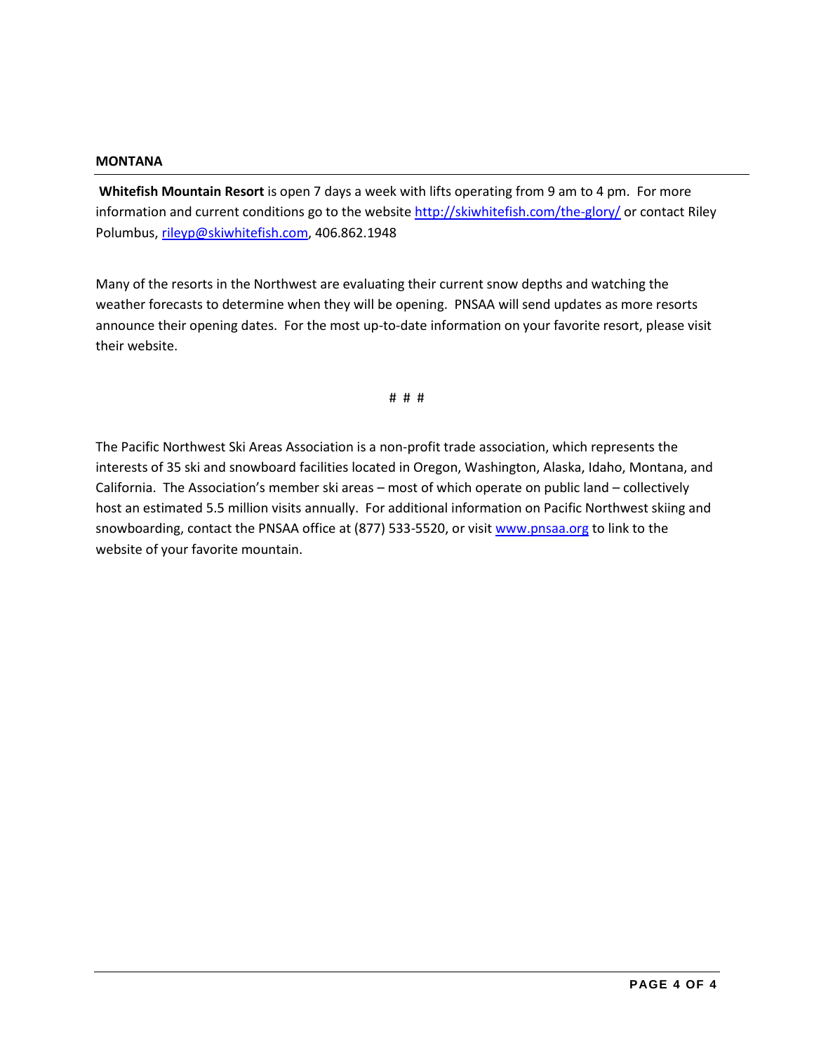## MONTANA

**Whitefish Mountain Resort** is open 7 days a week with lifts operating from 9 am to 4 pm. For more information and current conditions go to the website http://skiwhitefish.com/the-glory/ or contact Riley Polumbus, rileyp@skiwhitefish.com, 406.862.1948

Many of the resorts in the Northwest are evaluating their current snow depths and watching the weather forecasts to determine when they will be opening. PNSAA will send updates as more resorts announce their opening dates. For the most up-to-date information on your favorite resort, please visit their website.

# # #

The Pacific Northwest Ski Areas Association is a non-profit trade association, which represents the interests of 35 ski and snowboard facilities located in Oregon, Washington, Alaska, Idaho, Montana, and California. The Association's member ski areas – most of which operate on public land – collectively host an estimated 5.5 million visits annually. For additional information on Pacific Northwest skiing and snowboarding, contact the PNSAA office at (877) 533-5520, or visit www.pnsaa.org to link to the website of your favorite mountain.